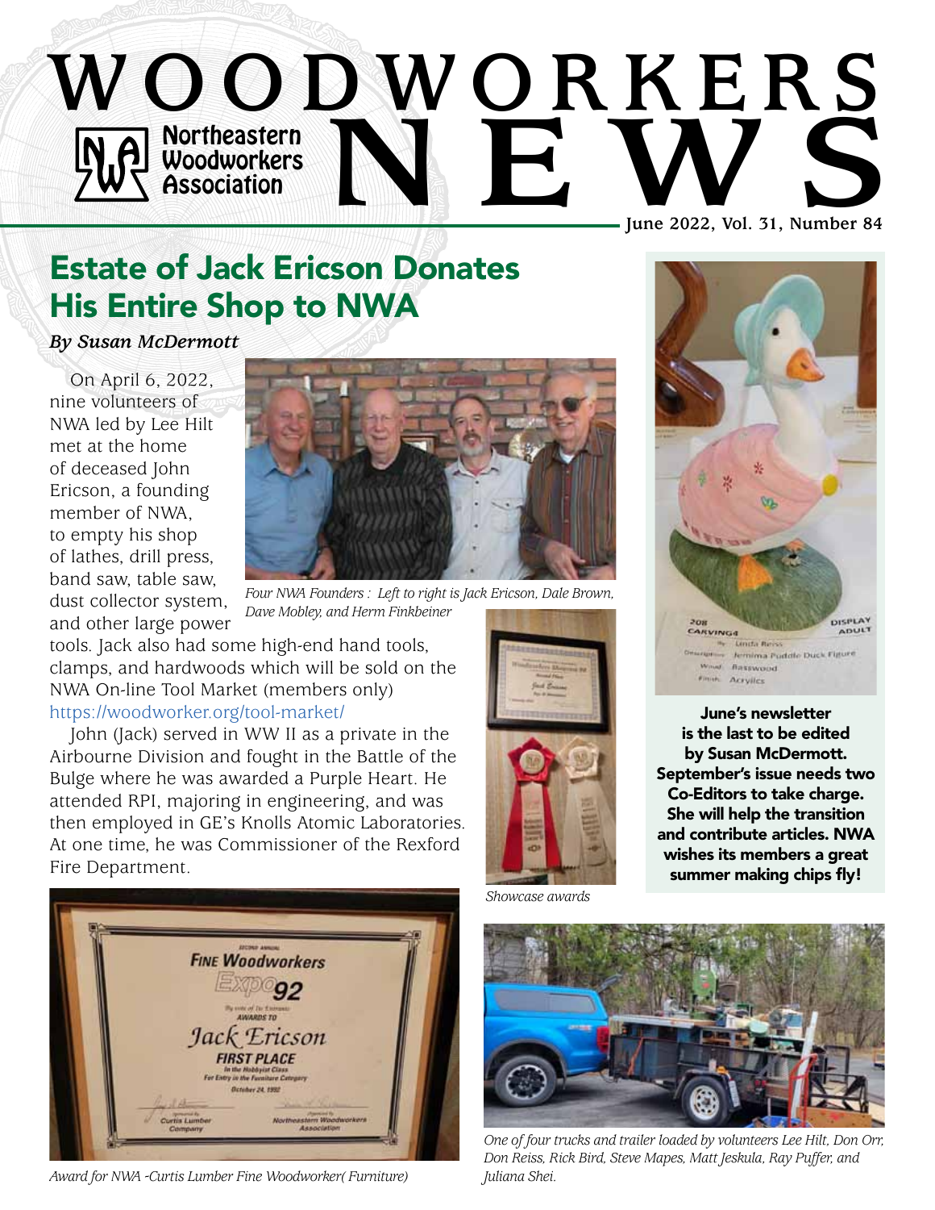# WOODWORKERS NEWS

Northeastern Woodworkers Association

June 2022, Vol. 31, Number 84

## Estate of Jack Ericson Donates His Entire Shop to NWA

***By Susan McDermott***

On April 6, 2022, nine volunteers of NWA led by Lee Hilt met at the home of deceased John Ericson, a founding member of NWA, to empty his shop of lathes, drill press, band saw, table saw, dust collector system, and other large power tools. Jack also had some high-end hand tools, clamps, and hardwoods which will be sold on the NWA On-line Tool Market (members only) https://woodworker.org/tool-market/

John (Jack) served in WW II as a private in the Airbourne Division and fought in the Battle of the Bulge where he was awarded a Purple Heart. He attended RPI, majoring in engineering, and was then employed in GE's Knolls Atomic Laboratories. At one time, he was Commissioner of the Rexford Fire Department.

*Four NWA Founders : Left to right is Jack Ericson, Dale Brown, Dave Mobley, and Herm Finkbeiner*

*Showcase awards*

*Award for NWA -Curtis Lumber Fine Woodworker( Furniture)*

*One of four trucks and trailer loaded by volunteers Lee Hilt, Don Orr, Don Reiss, Rick Bird, Steve Mapes, Matt Jeskula, Ray Puffer, and Juliana Shei.*

**June's newsletter is the last to be edited by Susan McDermott. September's issue needs two Co-Editors to take charge. She will help the transition and contribute articles. NWA wishes its members a great summer making chips fly!**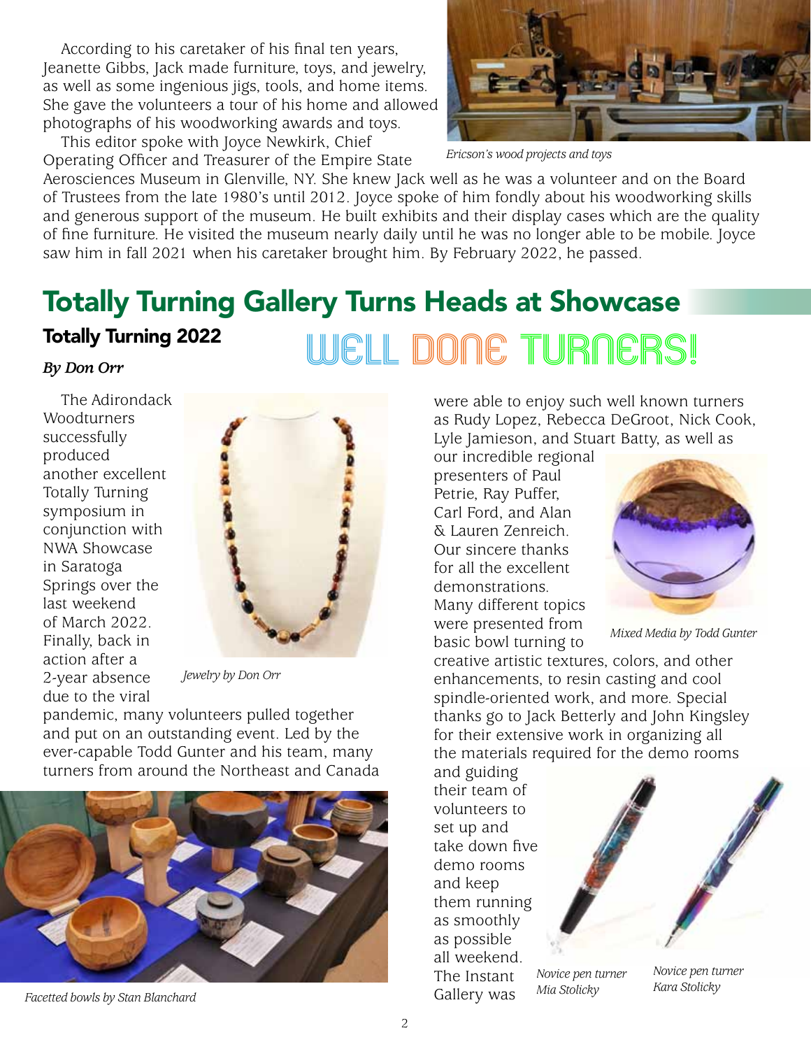According to his caretaker of his final ten years, Jeanette Gibbs, Jack made furniture, toys, and jewelry, as well as some ingenious jigs, tools, and home items. She gave the volunteers a tour of his home and allowed photographs of his woodworking awards and toys.

This editor spoke with Joyce Newkirk, Chief Operating Officer and Treasurer of the Empire State Aerosciences Museum in Glenville, NY. She knew Jack well as he was a volunteer and on the Board of Trustees from the late 1980's until 2012. Joyce spoke of him fondly about his woodworking skills and generous support of the museum. He built exhibits and their display cases which are the quality of fine furniture. He visited the museum nearly daily until he was no longer able to be mobile. Joyce saw him in fall 2021 when his caretaker brought him. By February 2022, he passed.

*Ericson's wood projects and toys*

# Totally Turning Gallery Turns Heads at Showcase

## Totally Turning 2022

## WELL DONE TURNERS!

***By Don Orr***

The Adirondack Woodturners successfully produced another excellent Totally Turning symposium in conjunction with NWA Showcase in Saratoga Springs over the last weekend of March 2022. Finally, back in action after a 2-year absence due to the viral pandemic, many volunteers pulled together and put on an outstanding event. Led by the ever-capable Todd Gunter and his team, many turners from around the Northeast and Canada were able to enjoy such well known turners as Rudy Lopez, Rebecca DeGroot, Nick Cook, Lyle Jamieson, and Stuart Batty, as well as our incredible regional presenters of Paul Petrie, Ray Puffer, Carl Ford, and Alan & Lauren Zenreich. Our sincere thanks for all the excellent demonstrations. Many different topics were presented from basic bowl turning to creative artistic textures, colors, and other enhancements, to resin casting and cool spindle-oriented work, and more. Special thanks go to Jack Betterly and John Kingsley for their extensive work in organizing all the materials required for the demo rooms and guiding their team of volunteers to set up and take down five demo rooms and keep them running as smoothly as possible all weekend. The Instant Gallery was

*Jewelry by Don Orr*

*Facetted bowls by Stan Blanchard*

*Mixed Media by Todd Gunter*

*Novice pen turner Mia Stolicky*

*Novice pen turner Kara Stolicky*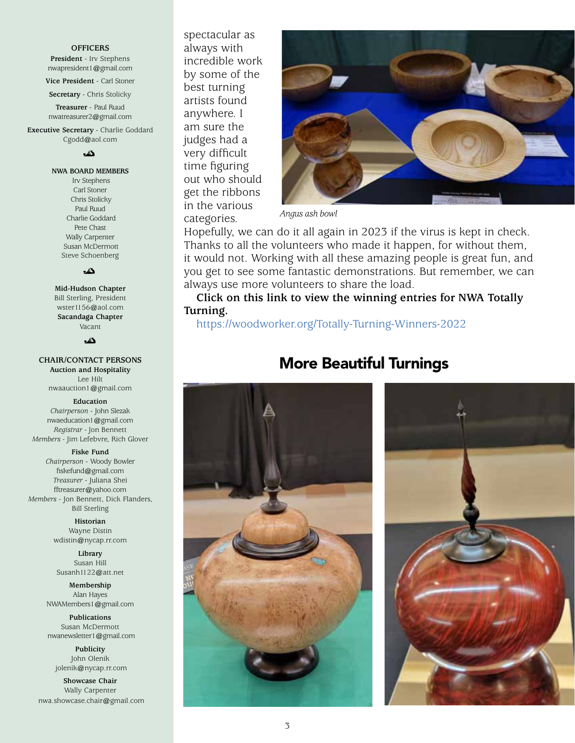**OFFICERS**

**President** - Irv Stephens
nwapresident1@gmail.com

**Vice President** - Carl Stoner

**Secretary** - Chris Stolicky

**Treasurer** - Paul Ruud
nwatreasurer2@gmail.com

**Executive Secretary** - Charlie Goddard
Cgodd@aol.com

**NWA BOARD MEMBERS**

Irv Stephens
Carl Stoner
Chris Stolicky
Paul Ruud
Charlie Goddard
Pete Chast
Wally Carpenter
Susan McDermott
Steve Schoenberg

**Mid-Hudson Chapter**
Bill Sterling, President
wster1156@aol.com

**Sacandaga Chapter**
Vacant

**CHAIR/CONTACT PERSONS**

**Auction and Hospitality**
Lee Hilt
nwaauction1@gmail.com

**Education**
*Chairperson* - John Slezak
nwaeducation1@gmail.com
*Registrar* - Jon Bennett
*Members* - Jim Lefebvre, Rich Glover

**Fiske Fund**
*Chairperson* - Woody Bowler
fiskefund@gmail.com
*Treasurer* - Juliana Shei
fftreasurer@yahoo.com
*Members* - Jon Bennett, Dick Flanders, Bill Sterling

**Historian**
Wayne Distin
wdistin@nycap.rr.com

**Library**
Susan Hill
Susanh1122@att.net

**Membership**
Alan Hayes
NWAMembers1@gmail.com

**Publications**
Susan McDermott
nwanewsletter1@gmail.com

**Publicity**
John Olenik
jolenik@nycap.rr.com

**Showcase Chair**
Wally Carpenter
nwa.showcase.chair@gmail.com

spectacular as always with incredible work by some of the best turning artists found anywhere. I am sure the judges had a very difficult time figuring out who should get the ribbons in the various categories.

*Angus ash bowl*

Hopefully, we can do it all again in 2023 if the virus is kept in check. Thanks to all the volunteers who made it happen, for without them, it would not. Working with all these amazing people is great fun, and you get to see some fantastic demonstrations. But remember, we can always use more volunteers to share the load.

**Click on this link to view the winning entries for NWA Totally Turning.**

https://woodworker.org/Totally-Turning-Winners-2022

## More Beautiful Turnings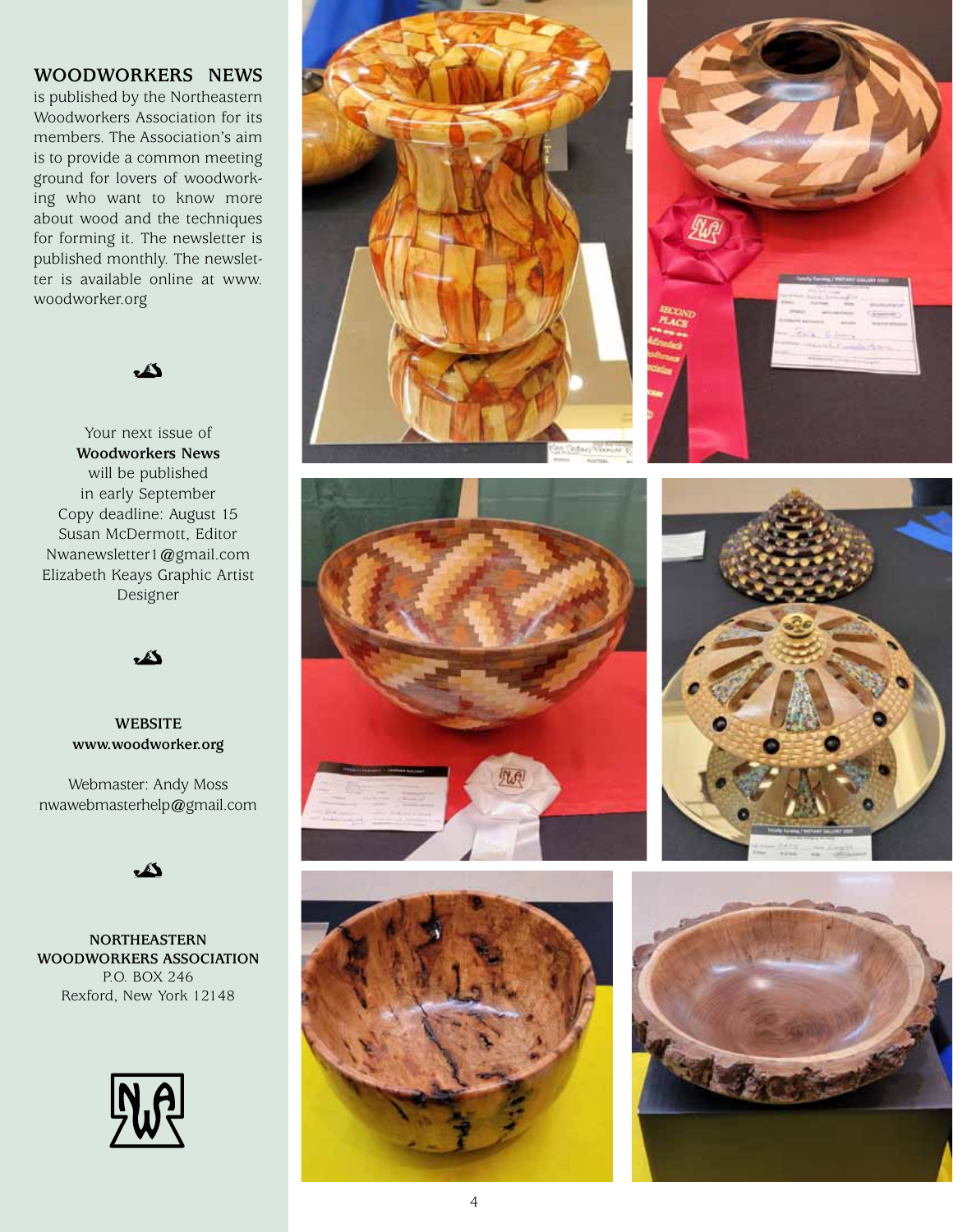**WOODWORKERS NEWS** is published by the Northeastern Woodworkers Association for its members. The Association's aim is to provide a common meeting ground for lovers of woodworking who want to know more about wood and the techniques for forming it. The newsletter is published monthly. The newsletter is available online at www.woodworker.org

Your next issue of
**Woodworkers News**
will be published
in early September
Copy deadline: August 15
Susan McDermott, Editor
Nwanewsletter1@gmail.com
Elizabeth Keays Graphic Artist
Designer

**WEBSITE**
**www.woodworker.org**

Webmaster: Andy Moss
nwawebmasterhelp@gmail.com

**NORTHEASTERN WOODWORKERS ASSOCIATION**
P.O. BOX 246
Rexford, New York 12148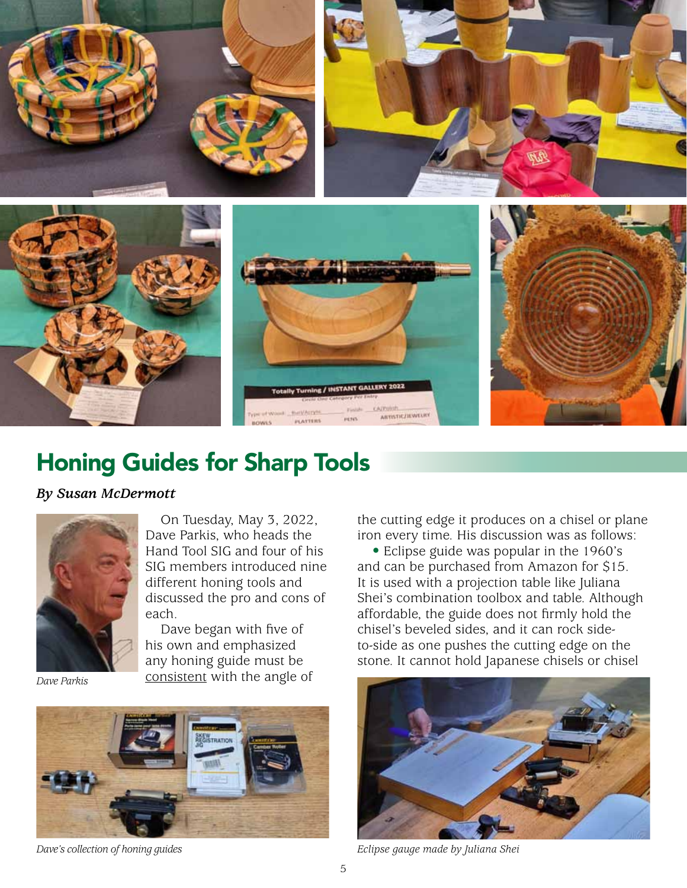## Honing Guides for Sharp Tools

***By Susan McDermott***

*Dave Parkis*

On Tuesday, May 3, 2022, Dave Parkis, who heads the Hand Tool SIG and four of his SIG members introduced nine different honing tools and discussed the pro and cons of each.

Dave began with five of his own and emphasized any honing guide must be consistent with the angle of the cutting edge it produces on a chisel or plane iron every time. His discussion was as follows:

- Eclipse guide was popular in the 1960's and can be purchased from Amazon for $15. It is used with a projection table like Juliana Shei's combination toolbox and table. Although affordable, the guide does not firmly hold the chisel's beveled sides, and it can rock side-to-side as one pushes the cutting edge on the stone. It cannot hold Japanese chisels or chisel

*Dave's collection of honing guides*

*Eclipse gauge made by Juliana Shei*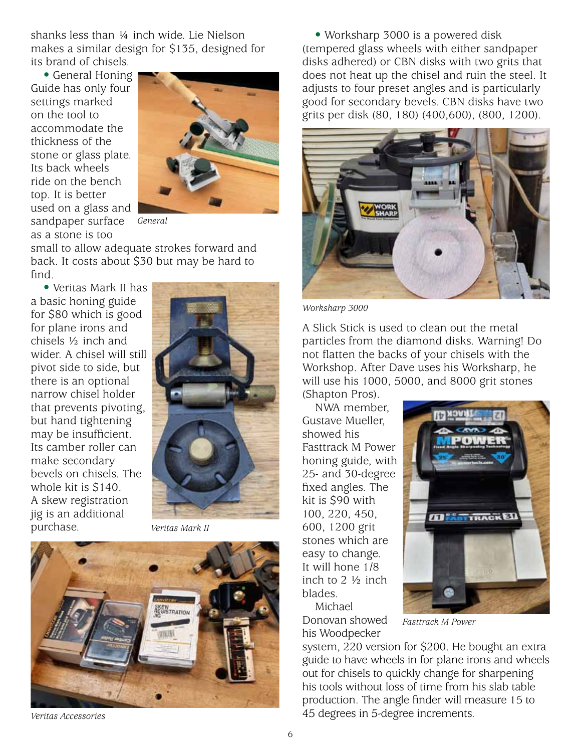shanks less than ¼ inch wide. Lie Nielson makes a similar design for $135, designed for its brand of chisels.

- General Honing Guide has only four settings marked on the tool to accommodate the thickness of the stone or glass plate. Its back wheels ride on the bench top. It is better used on a glass and sandpaper surface as a stone is too small to allow adequate strokes forward and back. It costs about $30 but may be hard to find.

*General*

- Veritas Mark II has a basic honing guide for $80 which is good for plane irons and chisels ½ inch and wider. A chisel will still pivot side to side, but there is an optional narrow chisel holder that prevents pivoting, but hand tightening may be insufficient. Its camber roller can make secondary bevels on chisels. The whole kit is $140. A skew registration jig is an additional purchase.

*Veritas Mark II*

*Veritas Accessories*

- Worksharp 3000 is a powered disk (tempered glass wheels with either sandpaper disks adhered) or CBN disks with two grits that does not heat up the chisel and ruin the steel. It adjusts to four preset angles and is particularly good for secondary bevels. CBN disks have two grits per disk (80, 180) (400,600), (800, 1200).

*Worksharp 3000*

A Slick Stick is used to clean out the metal particles from the diamond disks. Warning! Do not flatten the backs of your chisels with the Workshop. After Dave uses his Worksharp, he will use his 1000, 5000, and 8000 grit stones (Shapton Pros).

NWA member, Gustave Mueller, showed his Fasttrack M Power honing guide, with 25- and 30-degree fixed angles. The kit is $90 with 100, 220, 450, 600, 1200 grit stones which are easy to change. It will hone 1/8 inch to 2 ½ inch blades.

*Fasttrack M Power*

Michael Donovan showed his Woodpecker system, 220 version for $200. He bought an extra guide to have wheels in for plane irons and wheels out for chisels to quickly change for sharpening his tools without loss of time from his slab table production. The angle finder will measure 15 to 45 degrees in 5-degree increments.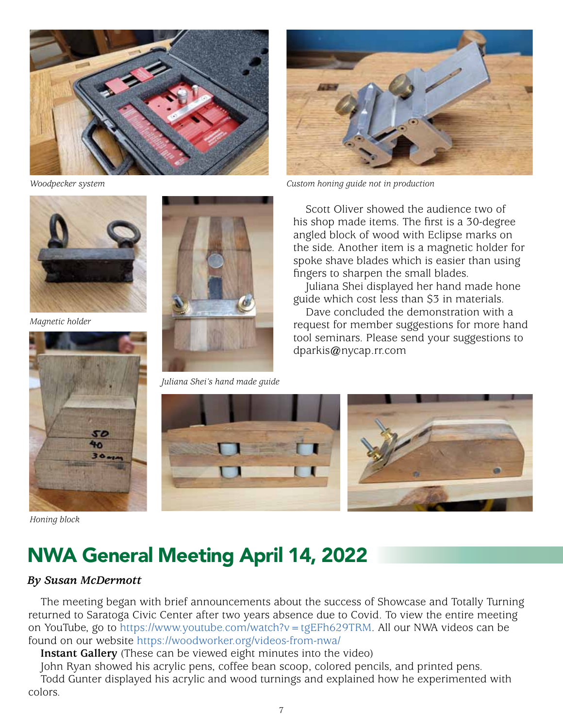*Woodpecker system*

*Custom honing guide not in production*

*Magnetic holder*

*Juliana Shei's hand made guide*

*Honing block*

Scott Oliver showed the audience two of his shop made items. The first is a 30-degree angled block of wood with Eclipse marks on the side. Another item is a magnetic holder for spoke shave blades which is easier than using fingers to sharpen the small blades.

Juliana Shei displayed her hand made hone guide which cost less than $3 in materials.

Dave concluded the demonstration with a request for member suggestions for more hand tool seminars. Please send your suggestions to dparkis@nycap.rr.com

## NWA General Meeting April 14, 2022

***By Susan McDermott***

The meeting began with brief announcements about the success of Showcase and Totally Turning returned to Saratoga Civic Center after two years absence due to Covid. To view the entire meeting on YouTube, go to https://www.youtube.com/watch?v=tgEFh629TRM. All our NWA videos can be found on our website https://woodworker.org/videos-from-nwa/

**Instant Gallery** (These can be viewed eight minutes into the video)

John Ryan showed his acrylic pens, coffee bean scoop, colored pencils, and printed pens.

Todd Gunter displayed his acrylic and wood turnings and explained how he experimented with colors.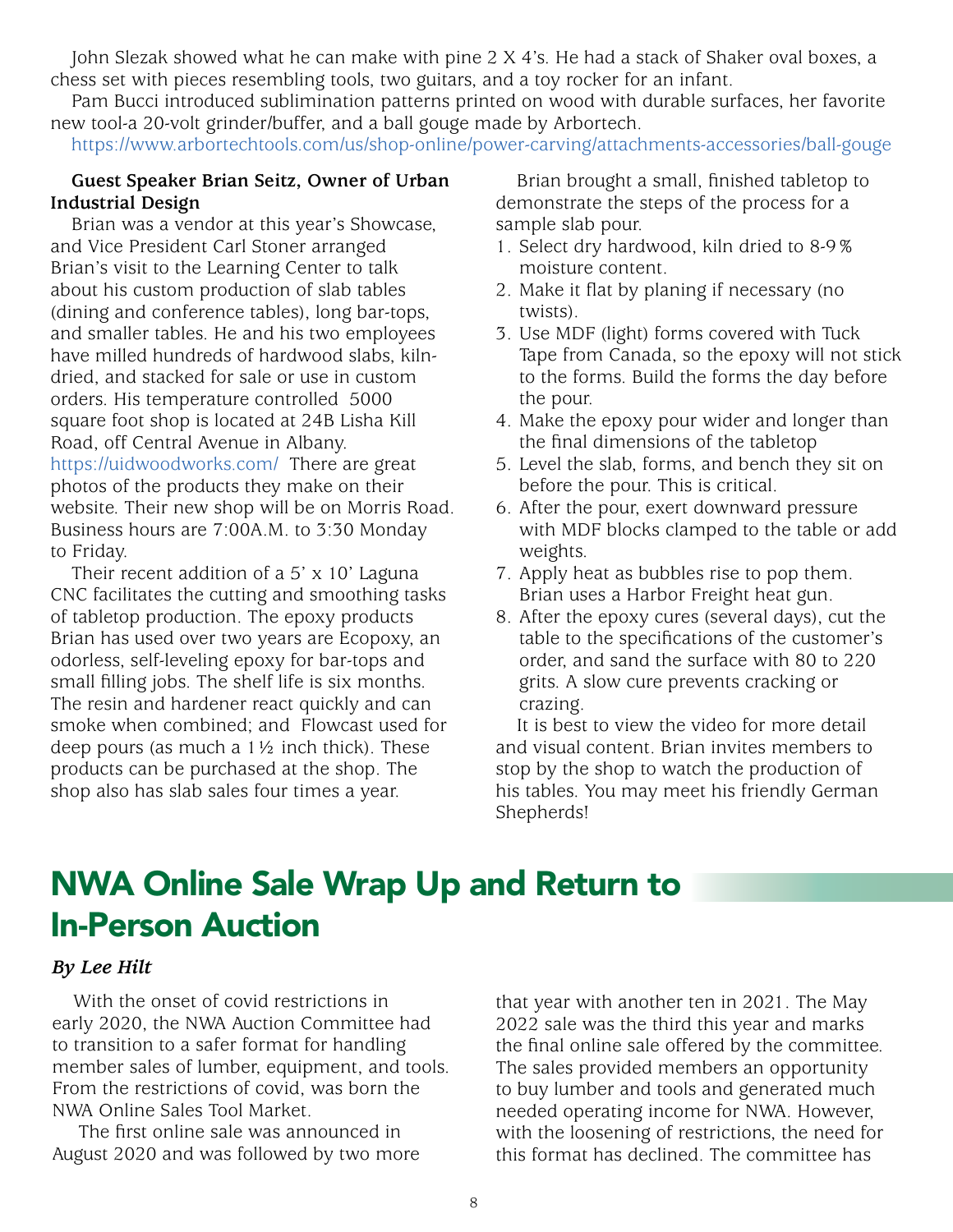John Slezak showed what he can make with pine 2 X 4's. He had a stack of Shaker oval boxes, a chess set with pieces resembling tools, two guitars, and a toy rocker for an infant.

Pam Bucci introduced sublimination patterns printed on wood with durable surfaces, her favorite new tool-a 20-volt grinder/buffer, and a ball gouge made by Arbortech.

https://www.arbortechtools.com/us/shop-online/power-carving/attachments-accessories/ball-gouge

**Guest Speaker Brian Seitz, Owner of Urban Industrial Design**

Brian was a vendor at this year's Showcase, and Vice President Carl Stoner arranged Brian's visit to the Learning Center to talk about his custom production of slab tables (dining and conference tables), long bar-tops, and smaller tables. He and his two employees have milled hundreds of hardwood slabs, kiln-dried, and stacked for sale or use in custom orders. His temperature controlled 5000 square foot shop is located at 24B Lisha Kill Road, off Central Avenue in Albany. https://uidwoodworks.com/ There are great photos of the products they make on their website. Their new shop will be on Morris Road. Business hours are 7:00A.M. to 3:30 Monday to Friday.

Their recent addition of a 5' x 10' Laguna CNC facilitates the cutting and smoothing tasks of tabletop production. The epoxy products Brian has used over two years are Ecopoxy, an odorless, self-leveling epoxy for bar-tops and small filling jobs. The shelf life is six months. The resin and hardener react quickly and can smoke when combined; and Flowcast used for deep pours (as much a 1½ inch thick). These products can be purchased at the shop. The shop also has slab sales four times a year.

Brian brought a small, finished tabletop to demonstrate the steps of the process for a sample slab pour.

1. Select dry hardwood, kiln dried to 8-9% moisture content.
2. Make it flat by planing if necessary (no twists).
3. Use MDF (light) forms covered with Tuck Tape from Canada, so the epoxy will not stick to the forms. Build the forms the day before the pour.
4. Make the epoxy pour wider and longer than the final dimensions of the tabletop
5. Level the slab, forms, and bench they sit on before the pour. This is critical.
6. After the pour, exert downward pressure with MDF blocks clamped to the table or add weights.
7. Apply heat as bubbles rise to pop them. Brian uses a Harbor Freight heat gun.
8. After the epoxy cures (several days), cut the table to the specifications of the customer's order, and sand the surface with 80 to 220 grits. A slow cure prevents cracking or crazing.

It is best to view the video for more detail and visual content. Brian invites members to stop by the shop to watch the production of his tables. You may meet his friendly German Shepherds!

# NWA Online Sale Wrap Up and Return to In-Person Auction

***By Lee Hilt***

With the onset of covid restrictions in early 2020, the NWA Auction Committee had to transition to a safer format for handling member sales of lumber, equipment, and tools. From the restrictions of covid, was born the NWA Online Sales Tool Market.

The first online sale was announced in August 2020 and was followed by two more that year with another ten in 2021. The May 2022 sale was the third this year and marks the final online sale offered by the committee. The sales provided members an opportunity to buy lumber and tools and generated much needed operating income for NWA. However, with the loosening of restrictions, the need for this format has declined. The committee has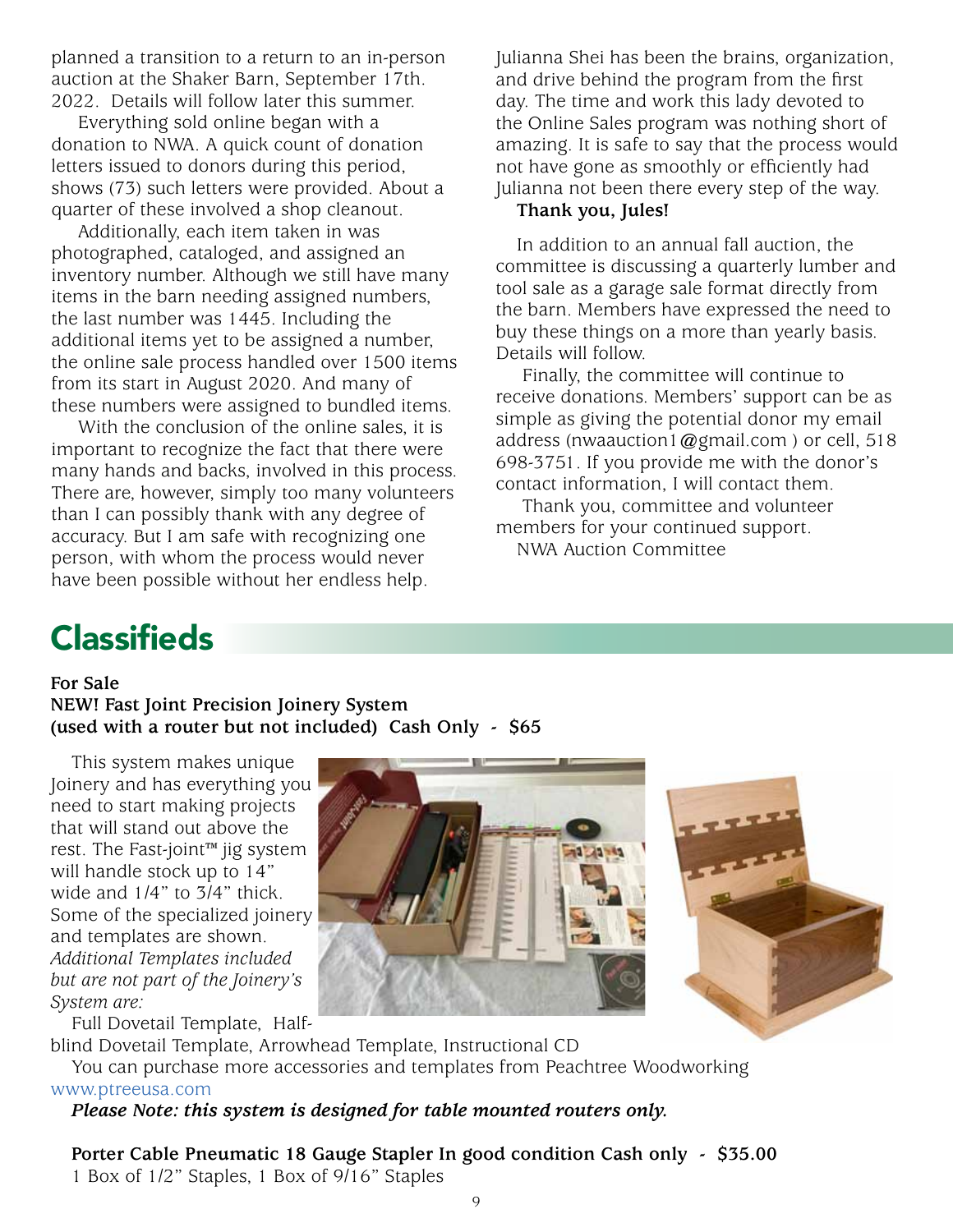planned a transition to a return to an in-person auction at the Shaker Barn, September 17th. 2022. Details will follow later this summer.

Everything sold online began with a donation to NWA. A quick count of donation letters issued to donors during this period, shows (73) such letters were provided. About a quarter of these involved a shop cleanout.

Additionally, each item taken in was photographed, cataloged, and assigned an inventory number. Although we still have many items in the barn needing assigned numbers, the last number was 1445. Including the additional items yet to be assigned a number, the online sale process handled over 1500 items from its start in August 2020. And many of these numbers were assigned to bundled items.

With the conclusion of the online sales, it is important to recognize the fact that there were many hands and backs, involved in this process. There are, however, simply too many volunteers than I can possibly thank with any degree of accuracy. But I am safe with recognizing one person, with whom the process would never have been possible without her endless help. Julianna Shei has been the brains, organization, and drive behind the program from the first day. The time and work this lady devoted to the Online Sales program was nothing short of amazing. It is safe to say that the process would not have gone as smoothly or efficiently had Julianna not been there every step of the way.

**Thank you, Jules!**

In addition to an annual fall auction, the committee is discussing a quarterly lumber and tool sale as a garage sale format directly from the barn. Members have expressed the need to buy these things on a more than yearly basis. Details will follow.

Finally, the committee will continue to receive donations. Members' support can be as simple as giving the potential donor my email address (nwaauction1@gmail.com ) or cell, 518 698-3751. If you provide me with the donor's contact information, I will contact them.

Thank you, committee and volunteer members for your continued support.

NWA Auction Committee

# Classifieds

**For Sale**
**NEW! Fast Joint Precision Joinery System (used with a router but not included) Cash Only - $65**

This system makes unique Joinery and has everything you need to start making projects that will stand out above the rest. The Fast-joint™ jig system will handle stock up to 14" wide and 1/4" to 3/4" thick. Some of the specialized joinery and templates are shown. *Additional Templates included but are not part of the Joinery's System are:*

Full Dovetail Template, Half-blind Dovetail Template, Arrowhead Template, Instructional CD

You can purchase more accessories and templates from Peachtree Woodworking www.ptreeusa.com

***Please Note: this system is designed for table mounted routers only.***

**Porter Cable Pneumatic 18 Gauge Stapler In good condition Cash only - $35.00**

1 Box of 1/2" Staples, 1 Box of 9/16" Staples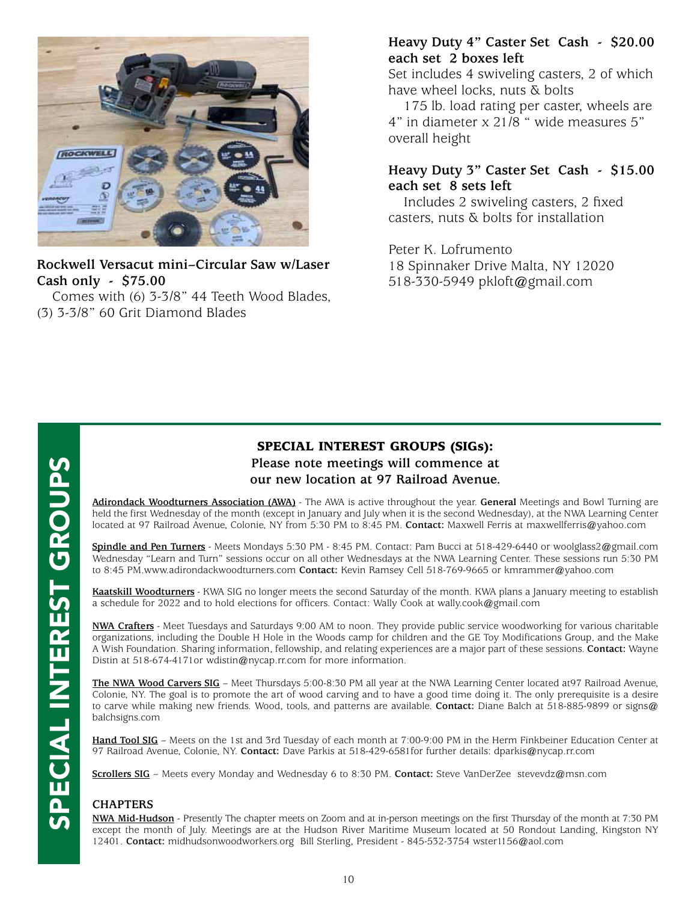**Rockwell Versacut mini–Circular Saw w/Laser Cash only - $75.00**

Comes with (6) 3-3/8" 44 Teeth Wood Blades, (3) 3-3/8" 60 Grit Diamond Blades

**Heavy Duty 4" Caster Set Cash - $20.00 each set 2 boxes left**

Set includes 4 swiveling casters, 2 of which have wheel locks, nuts & bolts

175 lb. load rating per caster, wheels are 4" in diameter x 21/8 " wide measures 5" overall height

**Heavy Duty 3" Caster Set Cash - $15.00 each set 8 sets left**

Includes 2 swiveling casters, 2 fixed casters, nuts & bolts for installation

Peter K. Lofrumento
18 Spinnaker Drive Malta, NY 12020
518-330-5949 pkloft@gmail.com

# SPECIAL INTEREST GROUPS

## SPECIAL INTEREST GROUPS (SIGs):
**Please note meetings will commence at our new location at 97 Railroad Avenue.**

**Adirondack Woodturners Association (AWA)** - The AWA is active throughout the year. **General** Meetings and Bowl Turning are held the first Wednesday of the month (except in January and July when it is the second Wednesday), at the NWA Learning Center located at 97 Railroad Avenue, Colonie, NY from 5:30 PM to 8:45 PM. **Contact:** Maxwell Ferris at maxwellferris@yahoo.com

**Spindle and Pen Turners** - Meets Mondays 5:30 PM - 8:45 PM. Contact: Pam Bucci at 518-429-6440 or woolglass2@gmail.com Wednesday "Learn and Turn" sessions occur on all other Wednesdays at the NWA Learning Center. These sessions run 5:30 PM to 8:45 PM.www.adirondackwoodturners.com **Contact:** Kevin Ramsey Cell 518-769-9665 or kmrammer@yahoo.com

**Kaatskill Woodturners** - KWA SIG no longer meets the second Saturday of the month. KWA plans a January meeting to establish a schedule for 2022 and to hold elections for officers. Contact: Wally Cook at wally.cook@gmail.com

**NWA Crafters** - Meet Tuesdays and Saturdays 9:00 AM to noon. They provide public service woodworking for various charitable organizations, including the Double H Hole in the Woods camp for children and the GE Toy Modifications Group, and the Make A Wish Foundation. Sharing information, fellowship, and relating experiences are a major part of these sessions. **Contact:** Wayne Distin at 518-674-4171or wdistin@nycap.rr.com for more information.

**The NWA Wood Carvers SIG** – Meet Thursdays 5:00-8:30 PM all year at the NWA Learning Center located at97 Railroad Avenue, Colonie, NY. The goal is to promote the art of wood carving and to have a good time doing it. The only prerequisite is a desire to carve while making new friends. Wood, tools, and patterns are available. **Contact:** Diane Balch at 518-885-9899 or signs@balchsigns.com

**Hand Tool SIG** – Meets on the 1st and 3rd Tuesday of each month at 7:00-9:00 PM in the Herm Finkbeiner Education Center at 97 Railroad Avenue, Colonie, NY. **Contact:** Dave Parkis at 518-429-6581for further details: dparkis@nycap.rr.com

**Scrollers SIG** – Meets every Monday and Wednesday 6 to 8:30 PM. **Contact:** Steve VanDerZee stevevdz@msn.com

### CHAPTERS

**NWA Mid-Hudson** - Presently The chapter meets on Zoom and at in-person meetings on the first Thursday of the month at 7:30 PM except the month of July. Meetings are at the Hudson River Maritime Museum located at 50 Rondout Landing, Kingston NY 12401. **Contact:** midhudsonwoodworkers.org Bill Sterling, President - 845-532-3754 wster1156@aol.com